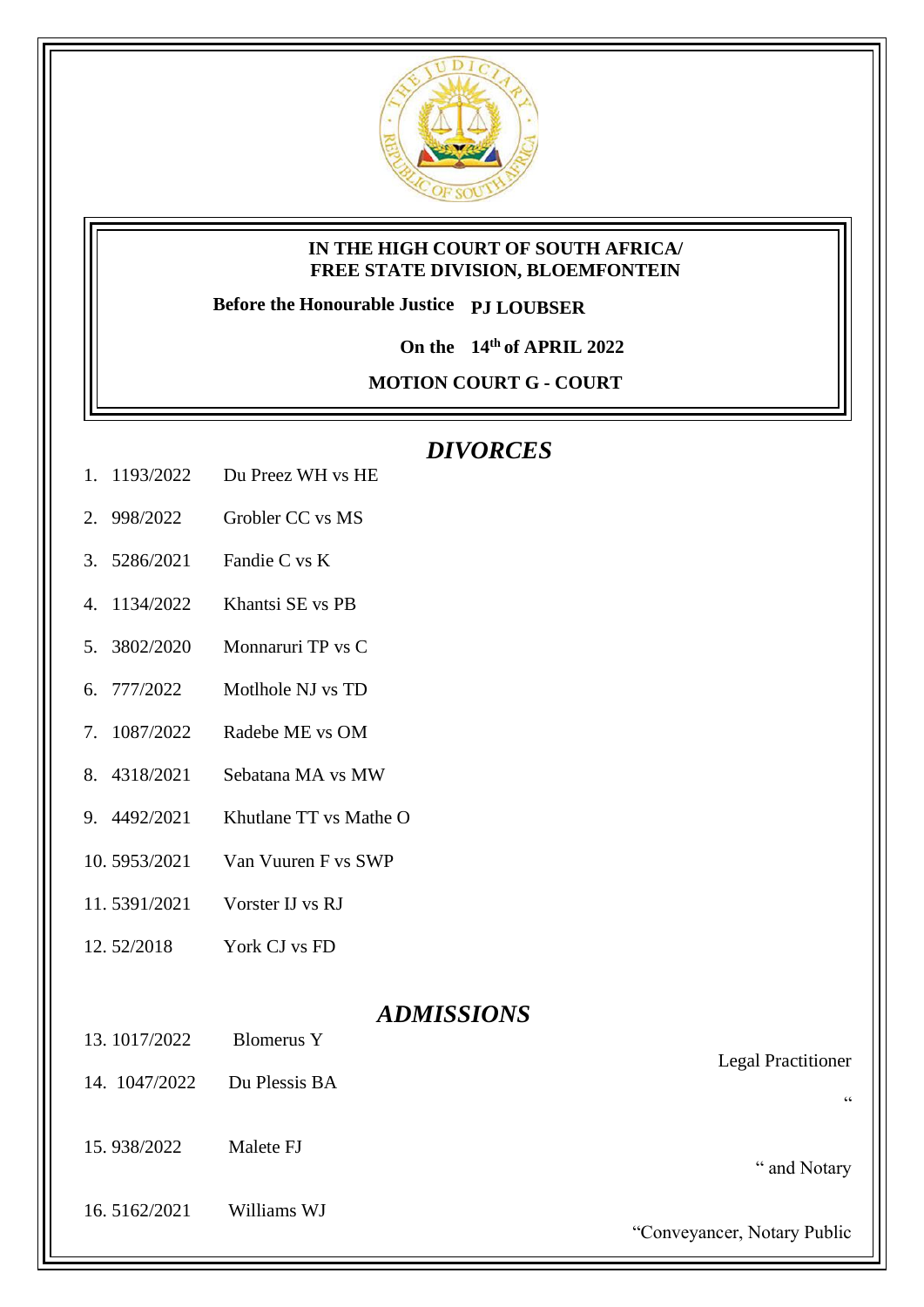**IN THE HIGH COURT OF SOUTH AFRICA/**
**FREE STATE DIVISION, BLOEMFONTEIN**

**Before the Honourable Justice PJ LOUBSER**

**On the 14th of APRIL 2022**

**MOTION COURT G - COURT**

## *DIVORCES*

1. 1193/2022 Du Preez WH vs HE
2. 998/2022 Grobler CC vs MS
3. 5286/2021 Fandie C vs K
4. 1134/2022 Khantsi SE vs PB
5. 3802/2020 Monnaruri TP vs C
6. 777/2022 Motlhole NJ vs TD
7. 1087/2022 Radebe ME vs OM
8. 4318/2021 Sebatana MA vs MW
9. 4492/2021 Khutlane TT vs Mathe O
10. 5953/2021 Van Vuuren F vs SWP
11. 5391/2021 Vorster IJ vs RJ
12. 52/2018 York CJ vs FD

## *ADMISSIONS*

| No. | Case No. | Name | |
|---|---|---|---|
| 13. | 1017/2022 | Blomerus Y | Legal Practitioner |
| 14. | 1047/2022 | Du Plessis BA | " |
| 15. | 938/2022 | Malete FJ | " and Notary |
| 16. | 5162/2021 | Williams WJ | "Conveyancer, Notary Public |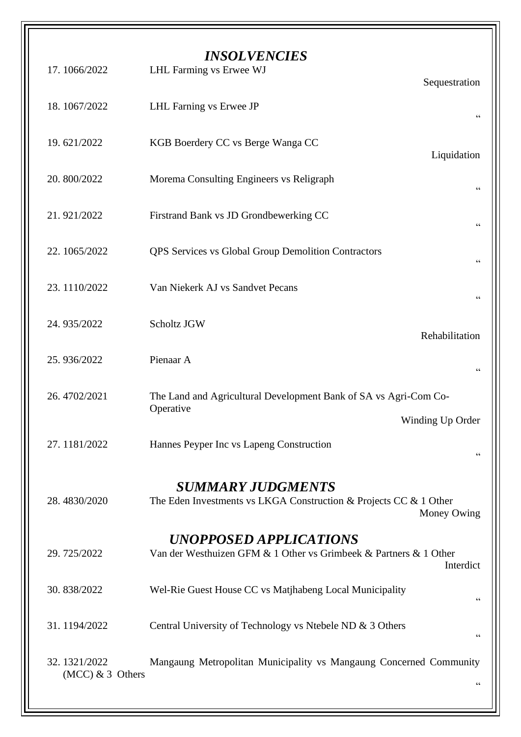## *INSOLVENCIES*

| No. | Case No. | Parties | Type |
|---|---|---|---|
| 17. | 1066/2022 | LHL Farming vs Erwee WJ | Sequestration |
| 18. | 1067/2022 | LHL Farning vs Erwee JP | “ |
| 19. | 621/2022 | KGB Boerdery CC vs Berge Wanga CC | Liquidation |
| 20. | 800/2022 | Morema Consulting Engineers vs Religraph | “ |
| 21. | 921/2022 | Firstrand Bank vs JD Grondbewerking CC | “ |
| 22. | 1065/2022 | QPS Services vs Global Group Demolition Contractors | “ |
| 23. | 1110/2022 | Van Niekerk AJ vs Sandvet Pecans | “ |
| 24. | 935/2022 | Scholtz JGW | Rehabilitation |
| 25. | 936/2022 | Pienaar A | “ |
| 26. | 4702/2021 | The Land and Agricultural Development Bank of SA vs Agri-Com Co-Operative | Winding Up Order |
| 27. | 1181/2022 | Hannes Peyper Inc vs Lapeng Construction | “ |

## *SUMMARY JUDGMENTS*

| No. | Case No. | Parties | Type |
|---|---|---|---|
| 28. | 4830/2020 | The Eden Investments vs LKGA Construction & Projects CC & 1 Other | Money Owing |

## *UNOPPOSED APPLICATIONS*

| No. | Case No. | Parties | Type |
|---|---|---|---|
| 29. | 725/2022 | Van der Westhuizen GFM & 1 Other vs Grimbeek & Partners & 1 Other | Interdict |
| 30. | 838/2022 | Wel-Rie Guest House CC vs Matjhabeng Local Municipality | “ |
| 31. | 1194/2022 | Central University of Technology vs Ntebele ND & 3 Others | “ |
| 32. | 1321/2022 | Mangaung Metropolitan Municipality vs Mangaung Concerned Community (MCC) & 3 Others | “ |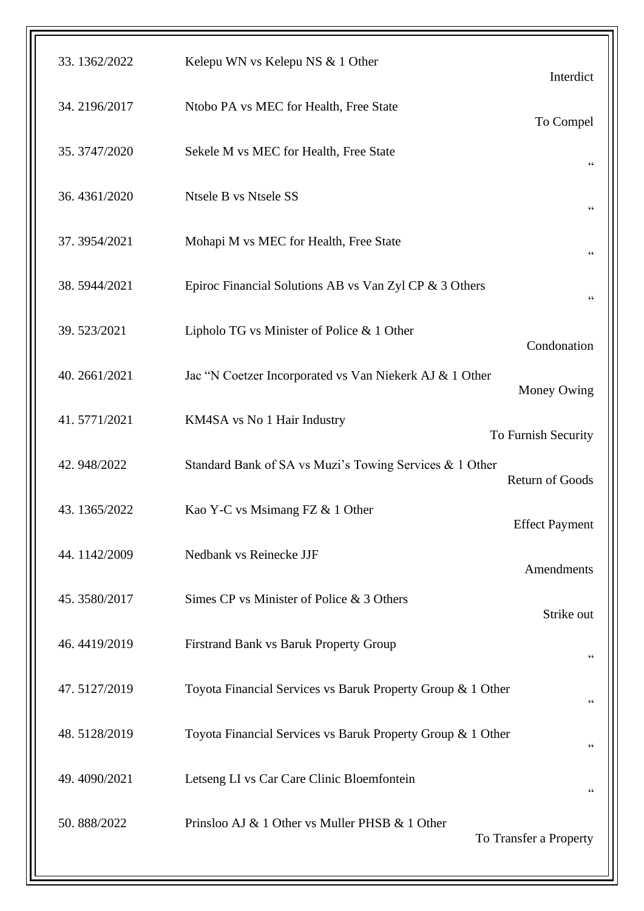| | | |
|---|---|---|
| 33. 1362/2022 | Kelepu WN vs Kelepu NS & 1 Other | Interdict |
| 34. 2196/2017 | Ntobo PA vs MEC for Health, Free State | To Compel |
| 35. 3747/2020 | Sekele M vs MEC for Health, Free State | " |
| 36. 4361/2020 | Ntsele B vs Ntsele SS | " |
| 37. 3954/2021 | Mohapi M vs MEC for Health, Free State | " |
| 38. 5944/2021 | Epiroc Financial Solutions AB vs Van Zyl CP & 3 Others | " |
| 39. 523/2021 | Lipholo TG vs Minister of Police & 1 Other | Condonation |
| 40. 2661/2021 | Jac "N Coetzer Incorporated vs Van Niekerk AJ & 1 Other | Money Owing |
| 41. 5771/2021 | KM4SA vs No 1 Hair Industry | To Furnish Security |
| 42. 948/2022 | Standard Bank of SA vs Muzi's Towing Services & 1 Other | Return of Goods |
| 43. 1365/2022 | Kao Y-C vs Msimang FZ & 1 Other | Effect Payment |
| 44. 1142/2009 | Nedbank vs Reinecke JJF | Amendments |
| 45. 3580/2017 | Simes CP vs Minister of Police & 3 Others | Strike out |
| 46. 4419/2019 | Firstrand Bank vs Baruk Property Group | " |
| 47. 5127/2019 | Toyota Financial Services vs Baruk Property Group & 1 Other | " |
| 48. 5128/2019 | Toyota Financial Services vs Baruk Property Group & 1 Other | " |
| 49. 4090/2021 | Letseng LI vs Car Care Clinic Bloemfontein | " |
| 50. 888/2022 | Prinsloo AJ & 1 Other vs Muller PHSB & 1 Other | To Transfer a Property |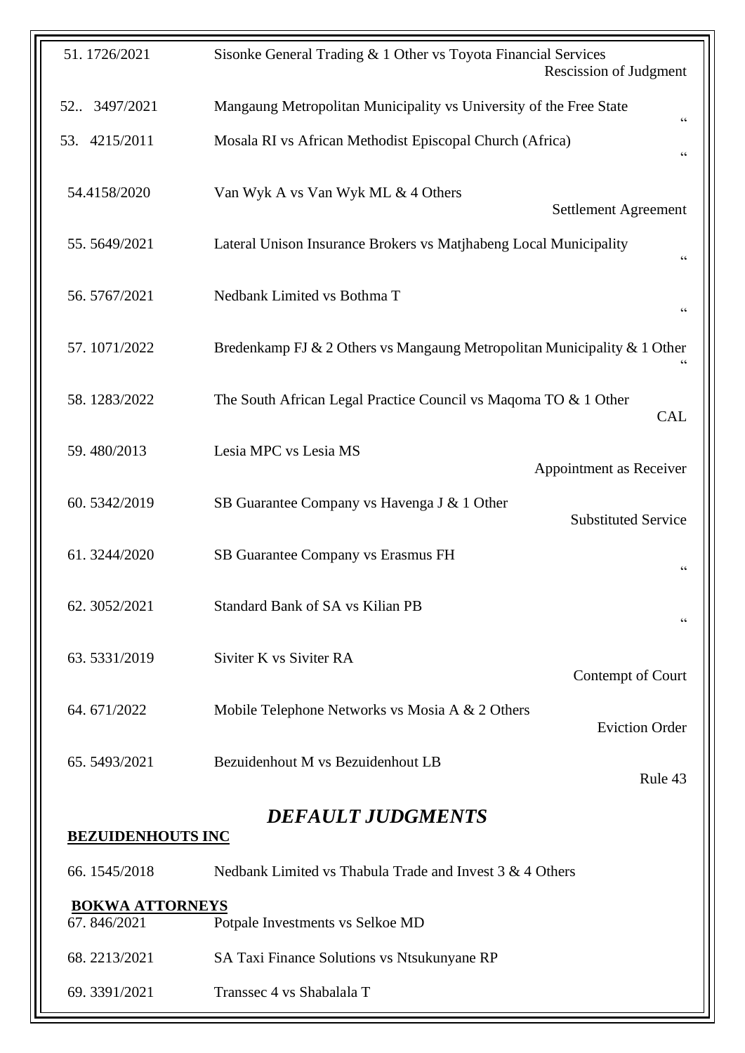| | | |
|---|---|---|
| 51. 1726/2021 | Sisonke General Trading & 1 Other vs Toyota Financial Services | Rescission of Judgment |
| 52.. 3497/2021 | Mangaung Metropolitan Municipality vs University of the Free State | " |
| 53. 4215/2011 | Mosala RI vs African Methodist Episcopal Church (Africa) | " |
| 54.4158/2020 | Van Wyk A vs Van Wyk ML & 4 Others | Settlement Agreement |
| 55. 5649/2021 | Lateral Unison Insurance Brokers vs Matjhabeng Local Municipality | " |
| 56. 5767/2021 | Nedbank Limited vs Bothma T | " |
| 57. 1071/2022 | Bredenkamp FJ & 2 Others vs Mangaung Metropolitan Municipality & 1 Other | " |
| 58. 1283/2022 | The South African Legal Practice Council vs Maqoma TO & 1 Other | CAL |
| 59. 480/2013 | Lesia MPC vs Lesia MS | Appointment as Receiver |
| 60. 5342/2019 | SB Guarantee Company vs Havenga J & 1 Other | Substituted Service |
| 61. 3244/2020 | SB Guarantee Company vs Erasmus FH | " |
| 62. 3052/2021 | Standard Bank of SA vs Kilian PB | " |
| 63. 5331/2019 | Siviter K vs Siviter RA | Contempt of Court |
| 64. 671/2022 | Mobile Telephone Networks vs Mosia A & 2 Others | Eviction Order |
| 65. 5493/2021 | Bezuidenhout M vs Bezuidenhout LB | Rule 43 |

## *DEFAULT JUDGMENTS*

**BEZUIDENHOUTS INC**

66. 1545/2018 Nedbank Limited vs Thabula Trade and Invest 3 & 4 Others

**BOKWA ATTORNEYS**

67. 846/2021 Potpale Investments vs Selkoe MD

68. 2213/2021 SA Taxi Finance Solutions vs Ntsukunyane RP

69. 3391/2021 Transsec 4 vs Shabalala T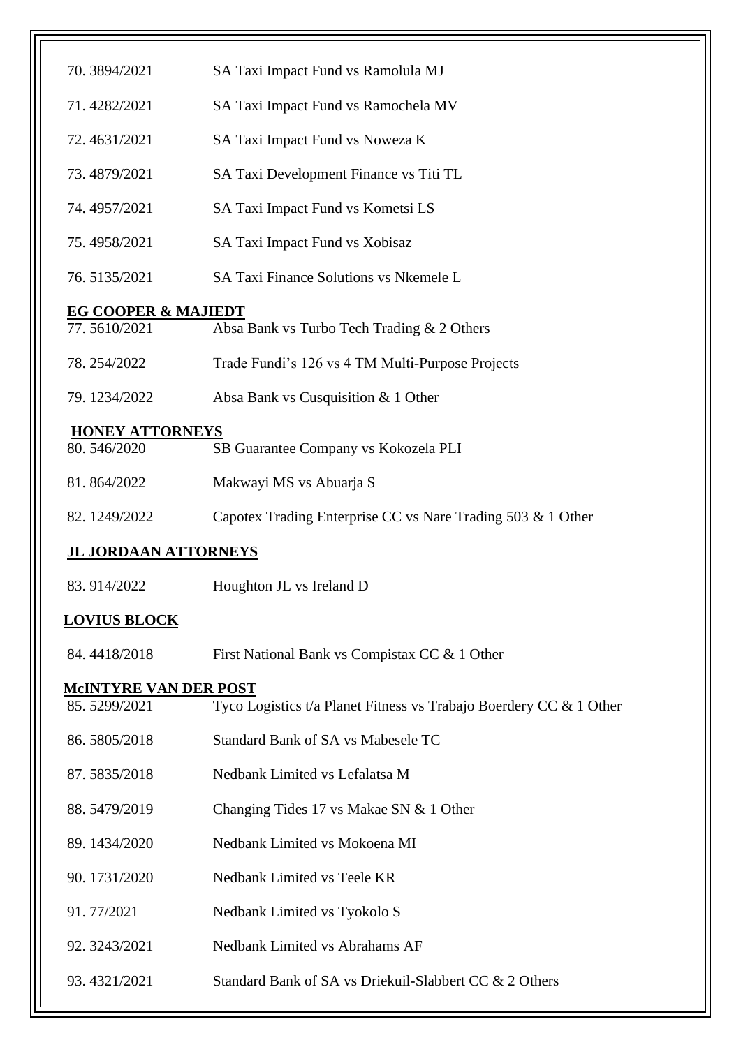70. 3894/2021 SA Taxi Impact Fund vs Ramolula MJ

71. 4282/2021 SA Taxi Impact Fund vs Ramochela MV

72. 4631/2021 SA Taxi Impact Fund vs Noweza K

73. 4879/2021 SA Taxi Development Finance vs Titi TL

74. 4957/2021 SA Taxi Impact Fund vs Kometsi LS

75. 4958/2021 SA Taxi Impact Fund vs Xobisaz

76. 5135/2021 SA Taxi Finance Solutions vs Nkemele L

**EG COOPER & MAJIEDT**

77. 5610/2021 Absa Bank vs Turbo Tech Trading & 2 Others

78. 254/2022 Trade Fundi's 126 vs 4 TM Multi-Purpose Projects

79. 1234/2022 Absa Bank vs Cusquisition & 1 Other

**HONEY ATTORNEYS**

80. 546/2020 SB Guarantee Company vs Kokozela PLI

81. 864/2022 Makwayi MS vs Abuarja S

82. 1249/2022 Capotex Trading Enterprise CC vs Nare Trading 503 & 1 Other

**JL JORDAAN ATTORNEYS**

83. 914/2022 Houghton JL vs Ireland D

**LOVIUS BLOCK**

84. 4418/2018 First National Bank vs Compistax CC & 1 Other

**McINTYRE VAN DER POST**

85. 5299/2021 Tyco Logistics t/a Planet Fitness vs Trabajo Boerdery CC & 1 Other

86. 5805/2018 Standard Bank of SA vs Mabesele TC

87. 5835/2018 Nedbank Limited vs Lefalatsa M

88. 5479/2019 Changing Tides 17 vs Makae SN & 1 Other

89. 1434/2020 Nedbank Limited vs Mokoena MI

90. 1731/2020 Nedbank Limited vs Teele KR

91. 77/2021 Nedbank Limited vs Tyokolo S

92. 3243/2021 Nedbank Limited vs Abrahams AF

93. 4321/2021 Standard Bank of SA vs Driekuil-Slabbert CC & 2 Others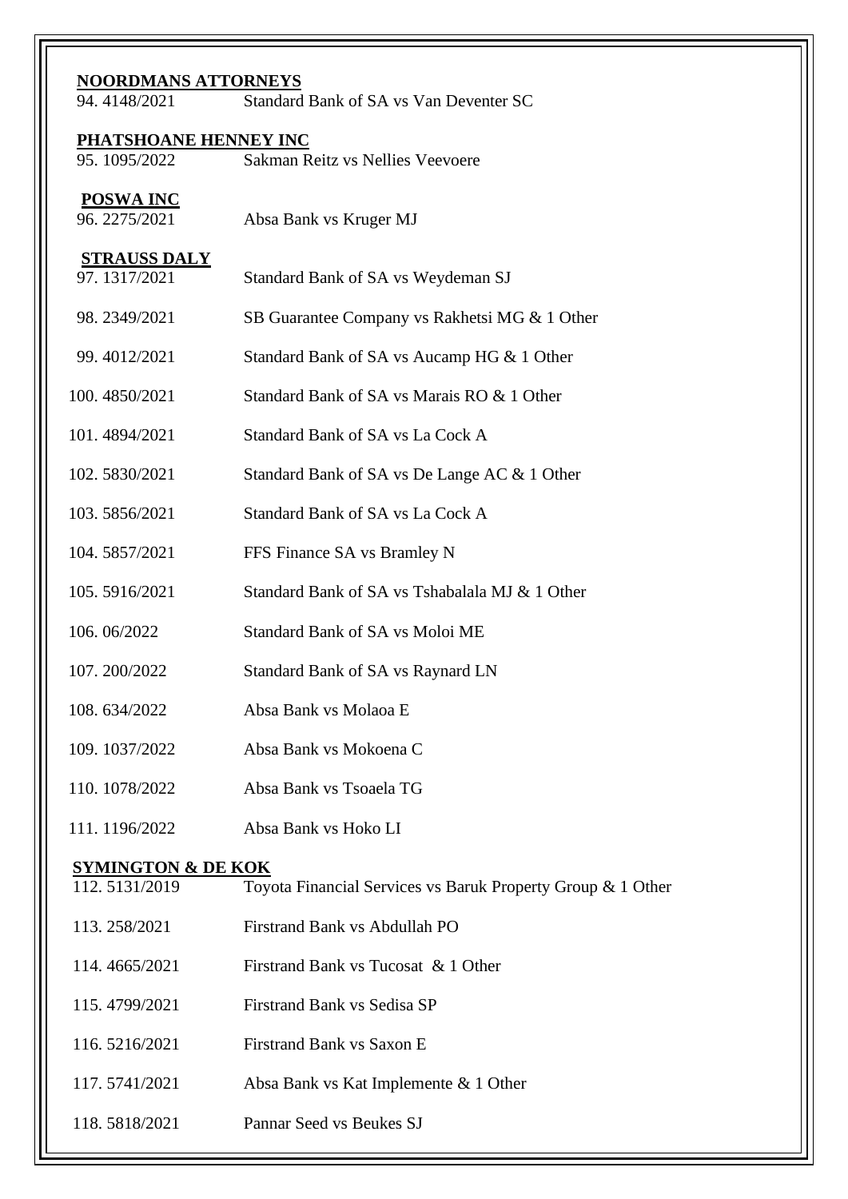**NOORDMANS ATTORNEYS**

94. 4148/2021 Standard Bank of SA vs Van Deventer SC

**PHATSHOANE HENNEY INC**

95. 1095/2022 Sakman Reitz vs Nellies Veevoere

**POSWA INC**

96. 2275/2021 Absa Bank vs Kruger MJ

**STRAUSS DALY**

97. 1317/2021 Standard Bank of SA vs Weydeman SJ

98. 2349/2021 SB Guarantee Company vs Rakhetsi MG & 1 Other

99. 4012/2021 Standard Bank of SA vs Aucamp HG & 1 Other

100. 4850/2021 Standard Bank of SA vs Marais RO & 1 Other

101. 4894/2021 Standard Bank of SA vs La Cock A

102. 5830/2021 Standard Bank of SA vs De Lange AC & 1 Other

103. 5856/2021 Standard Bank of SA vs La Cock A

104. 5857/2021 FFS Finance SA vs Bramley N

105. 5916/2021 Standard Bank of SA vs Tshabalala MJ & 1 Other

106. 06/2022 Standard Bank of SA vs Moloi ME

107. 200/2022 Standard Bank of SA vs Raynard LN

108. 634/2022 Absa Bank vs Molaoa E

109. 1037/2022 Absa Bank vs Mokoena C

110. 1078/2022 Absa Bank vs Tsoaela TG

111. 1196/2022 Absa Bank vs Hoko LI

**SYMINGTON & DE KOK**

112. 5131/2019 Toyota Financial Services vs Baruk Property Group & 1 Other

113. 258/2021 Firstrand Bank vs Abdullah PO

114. 4665/2021 Firstrand Bank vs Tucosat & 1 Other

115. 4799/2021 Firstrand Bank vs Sedisa SP

116. 5216/2021 Firstrand Bank vs Saxon E

117. 5741/2021 Absa Bank vs Kat Implemente & 1 Other

118. 5818/2021 Pannar Seed vs Beukes SJ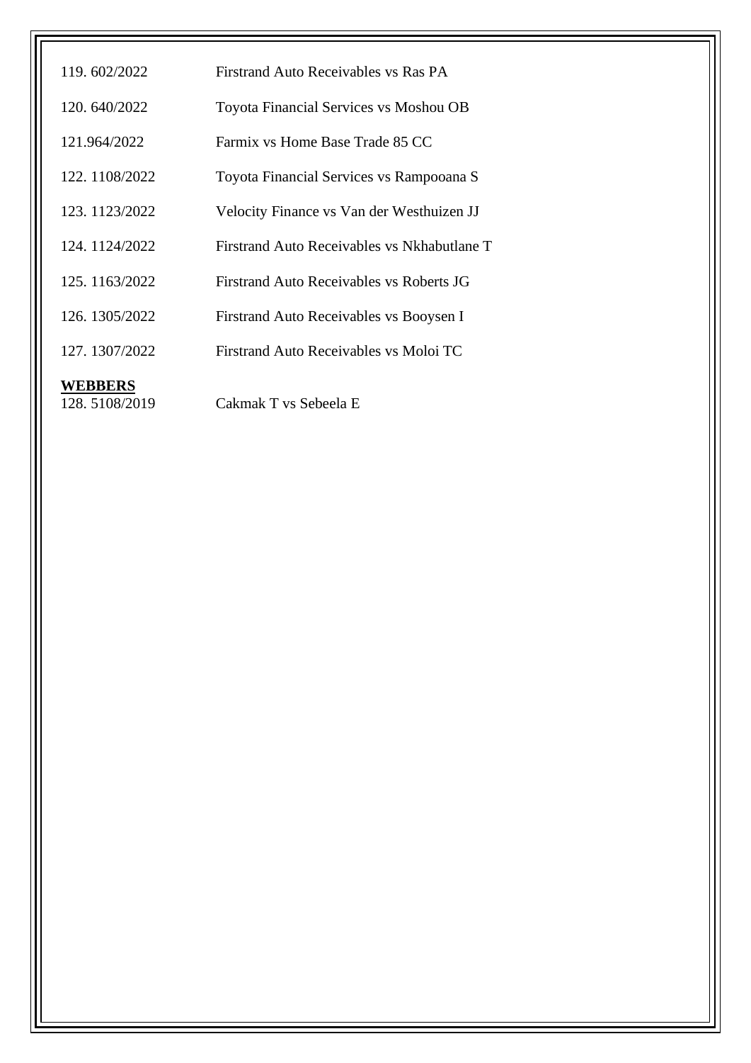119. 602/2022 Firstrand Auto Receivables vs Ras PA

120. 640/2022 Toyota Financial Services vs Moshou OB

121.964/2022 Farmix vs Home Base Trade 85 CC

122. 1108/2022 Toyota Financial Services vs Rampooana S

123. 1123/2022 Velocity Finance vs Van der Westhuizen JJ

124. 1124/2022 Firstrand Auto Receivables vs Nkhabutlane T

125. 1163/2022 Firstrand Auto Receivables vs Roberts JG

126. 1305/2022 Firstrand Auto Receivables vs Booysen I

127. 1307/2022 Firstrand Auto Receivables vs Moloi TC

**WEBBERS**

128. 5108/2019 Cakmak T vs Sebeela E